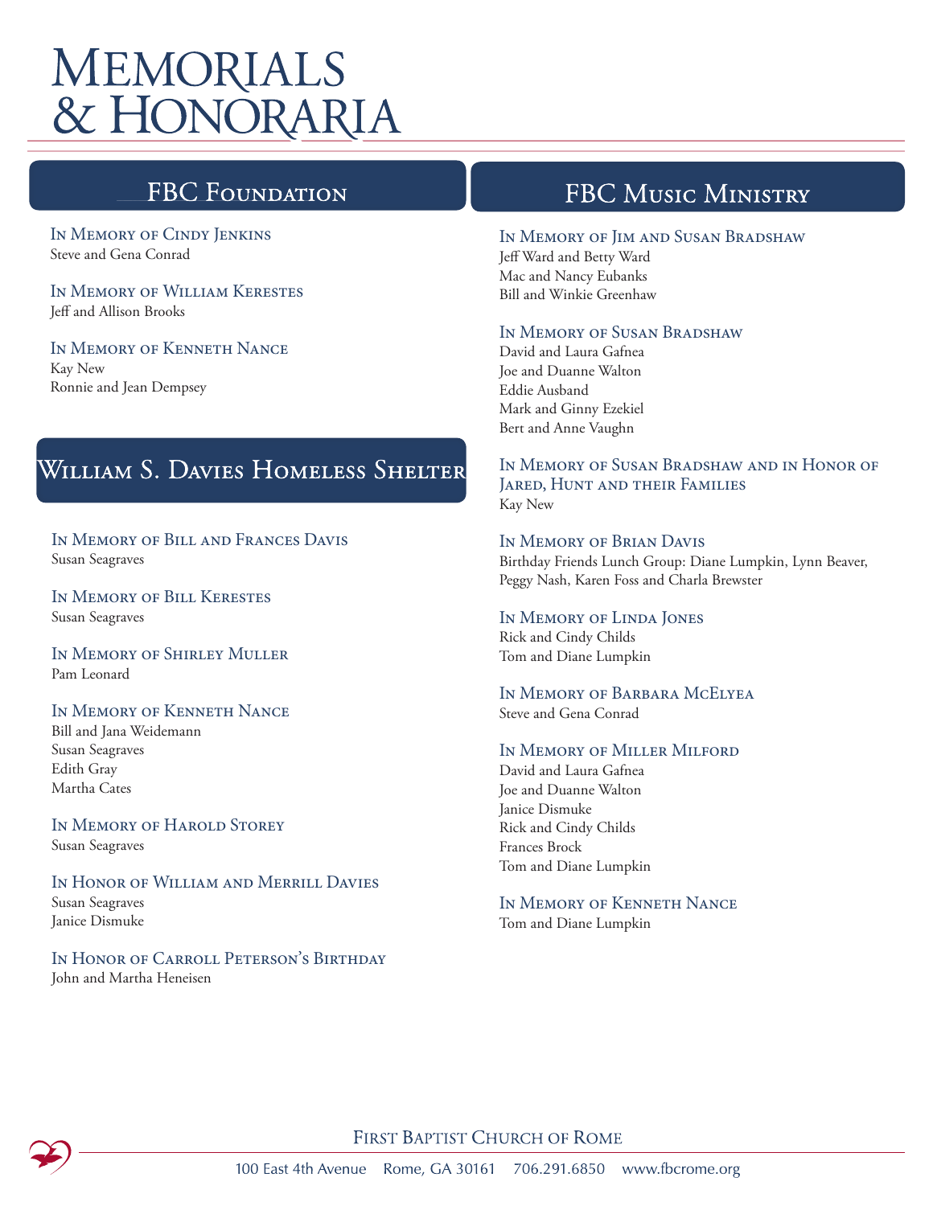# Memorials & Honoraria

## FBC Foundation

### In Memory of Cindy Jenkins
Steve and Gena Conrad

### In Memory of William Kerestes
Jeff and Allison Brooks

### In Memory of Kenneth Nance
Kay New
Ronnie and Jean Dempsey

## William S. Davies Homeless Shelter

### In Memory of Bill and Frances Davis
Susan Seagraves

### In Memory of Bill Kerestes
Susan Seagraves

### In Memory of Shirley Muller
Pam Leonard

### In Memory of Kenneth Nance
Bill and Jana Weidemann
Susan Seagraves
Edith Gray
Martha Cates

### In Memory of Harold Storey
Susan Seagraves

### In Honor of William and Merrill Davies
Susan Seagraves
Janice Dismuke

### In Honor of Carroll Peterson's Birthday
John and Martha Heneisen

## FBC Music Ministry

### In Memory of Jim and Susan Bradshaw
Jeff Ward and Betty Ward
Mac and Nancy Eubanks
Bill and Winkie Greenhaw

### In Memory of Susan Bradshaw
David and Laura Gafnea
Joe and Duanne Walton
Eddie Ausband
Mark and Ginny Ezekiel
Bert and Anne Vaughn

### In Memory of Susan Bradshaw and in Honor of Jared, Hunt and their Families
Kay New

### In Memory of Brian Davis
Birthday Friends Lunch Group: Diane Lumpkin, Lynn Beaver, Peggy Nash, Karen Foss and Charla Brewster

### In Memory of Linda Jones
Rick and Cindy Childs
Tom and Diane Lumpkin

### In Memory of Barbara McElyea
Steve and Gena Conrad

### In Memory of Miller Milford
David and Laura Gafnea
Joe and Duanne Walton
Janice Dismuke
Rick and Cindy Childs
Frances Brock
Tom and Diane Lumpkin

### In Memory of Kenneth Nance
Tom and Diane Lumpkin

First Baptist Church of Rome
100 East 4th Avenue Rome, GA 30161 706.291.6850 www.fbcrome.org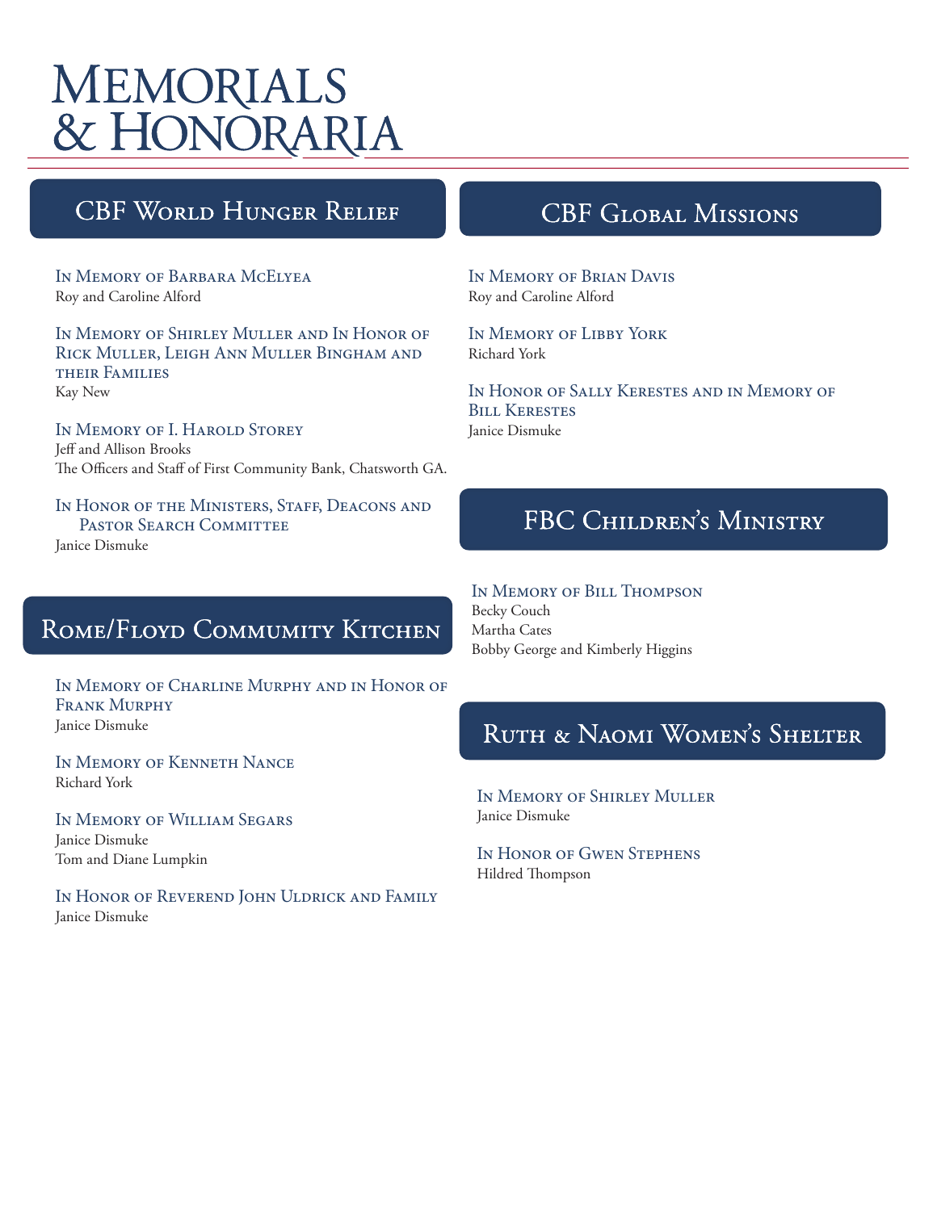# Memorials & Honoraria

## CBF World Hunger Relief

### In Memory of Barbara McElyea
Roy and Caroline Alford

### In Memory of Shirley Muller and In Honor of Rick Muller, Leigh Ann Muller Bingham and their Families
Kay New

### In Memory of I. Harold Storey
Jeff and Allison Brooks
The Officers and Staff of First Community Bank, Chatsworth GA.

### In Honor of the Ministers, Staff, Deacons and Pastor Search Committee
Janice Dismuke

## Rome/Floyd Commumity Kitchen

### In Memory of Charline Murphy and in Honor of Frank Murphy
Janice Dismuke

### In Memory of Kenneth Nance
Richard York

### In Memory of William Segars
Janice Dismuke
Tom and Diane Lumpkin

### In Honor of Reverend John Uldrick and Family
Janice Dismuke

## CBF Global Missions

### In Memory of Brian Davis
Roy and Caroline Alford

### In Memory of Libby York
Richard York

### In Honor of Sally Kerestes and in Memory of Bill Kerestes
Janice Dismuke

## FBC Children's Ministry

### In Memory of Bill Thompson
Becky Couch
Martha Cates
Bobby George and Kimberly Higgins

## Ruth & Naomi Women's Shelter

### In Memory of Shirley Muller
Janice Dismuke

### In Honor of Gwen Stephens
Hildred Thompson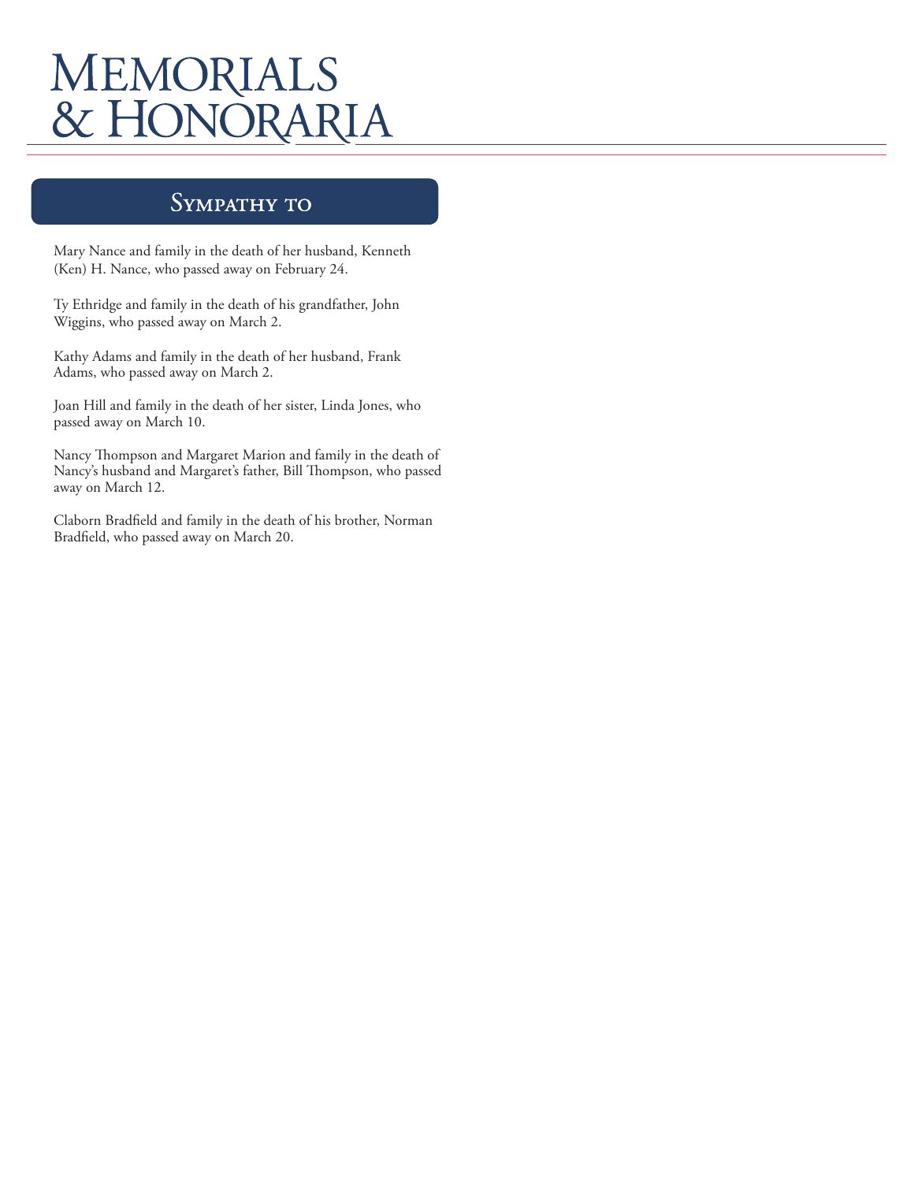# Memorials & Honoraria

## Sympathy to

Mary Nance and family in the death of her husband, Kenneth (Ken) H. Nance, who passed away on February 24.

Ty Ethridge and family in the death of his grandfather, John Wiggins, who passed away on March 2.

Kathy Adams and family in the death of her husband, Frank Adams, who passed away on March 2.

Joan Hill and family in the death of her sister, Linda Jones, who passed away on March 10.

Nancy Thompson and Margaret Marion and family in the death of Nancy's husband and Margaret's father, Bill Thompson, who passed away on March 12.

Claborn Bradfield and family in the death of his brother, Norman Bradfield, who passed away on March 20.